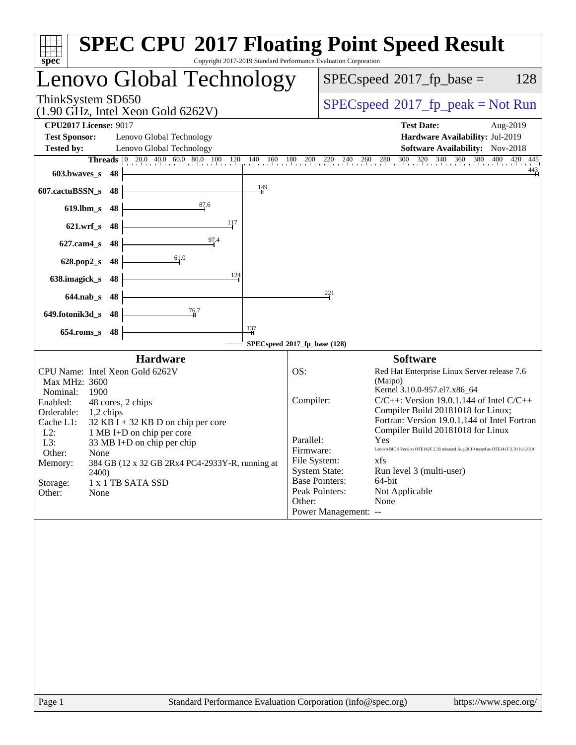# SPEC CPU 2017 Floating Point Speed Result

Copyright 2017-2019 Standard Performance Evaluation Corporation

## Lenovo Global Technology

ThinkSystem SD650
(1.90 GHz, Intel Xeon Gold 6262V)

SPECspeed 2017_fp_base = 128

SPECspeed 2017_fp_peak = Not Run

**CPU2017 License:** 9017
**Test Sponsor:** Lenovo Global Technology
**Tested by:** Lenovo Global Technology

**Test Date:** Aug-2019
**Hardware Availability:** Jul-2019
**Software Availability:** Nov-2018

| Benchmark | Threads | Base Result |
|---|---|---|
| 603.bwaves_s | 48 | 443 |
| 607.cactuBSSN_s | 48 | 149 |
| 619.lbm_s | 48 | 87.6 |
| 621.wrf_s | 48 | 117 |
| 627.cam4_s | 48 | 97.4 |
| 628.pop2_s | 48 | 61.0 |
| 638.imagick_s | 48 | 124 |
| 644.nab_s | 48 | 221 |
| 649.fotonik3d_s | 48 | 76.7 |
| 654.roms_s | 48 | 137 |

SPECspeed 2017_fp_base (128)

### Hardware

- CPU Name: Intel Xeon Gold 6262V
- Max MHz: 3600
- Nominal: 1900
- Enabled: 48 cores, 2 chips
- Orderable: 1,2 chips
- Cache L1: 32 KB I + 32 KB D on chip per core
- L2: 1 MB I+D on chip per core
- L3: 33 MB I+D on chip per chip
- Other: None
- Memory: 384 GB (12 x 32 GB 2Rx4 PC4-2933Y-R, running at 2400)
- Storage: 1 x 1 TB SATA SSD
- Other: None

### Software

- OS: Red Hat Enterprise Linux Server release 7.6 (Maipo) Kernel 3.10.0-957.el7.x86_64
- Compiler: C/C++: Version 19.0.1.144 of Intel C/C++ Compiler Build 20181018 for Linux; Fortran: Version 19.0.1.144 of Intel Fortran Compiler Build 20181018 for Linux
- Parallel: Yes
- Firmware: Lenovo BIOS Version OTE142F 2.30 released Aug-2019 tested as OTE141F 2.30 Jul-2019
- File System: xfs
- System State: Run level 3 (multi-user)
- Base Pointers: 64-bit
- Peak Pointers: Not Applicable
- Other: None
- Power Management: --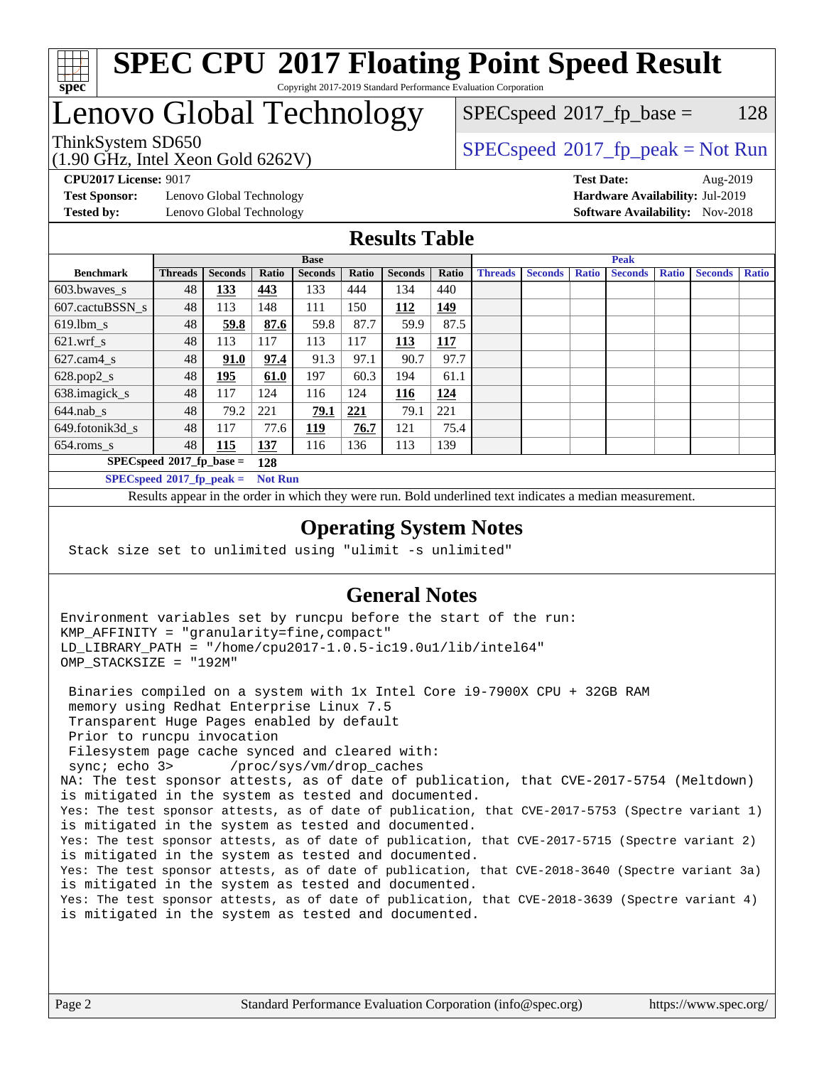# SPEC CPU 2017 Floating Point Speed Result

Copyright 2017-2019 Standard Performance Evaluation Corporation

## Lenovo Global Technology

ThinkSystem SD650
(1.90 GHz, Intel Xeon Gold 6262V)

SPECspeed 2017_fp_base = 128

SPECspeed 2017_fp_peak = Not Run

**CPU2017 License:** 9017
**Test Sponsor:** Lenovo Global Technology
**Tested by:** Lenovo Global Technology

**Test Date:** Aug-2019
**Hardware Availability:** Jul-2019
**Software Availability:** Nov-2018

## Results Table

| Benchmark | Base | | | | | | | Peak | | | | | | |
|---|---|---|---|---|---|---|---|---|---|---|---|---|---|---|
| | Threads | Seconds | Ratio | Seconds | Ratio | Seconds | Ratio | Threads | Seconds | Ratio | Seconds | Ratio | Seconds | Ratio |
| 603.bwaves_s | 48 | **133** | **443** | 133 | 444 | 134 | 440 | | | | | | | |
| 607.cactuBSSN_s | 48 | 113 | 148 | 111 | 150 | **112** | **149** | | | | | | | |
| 619.lbm_s | 48 | **59.8** | **87.6** | 59.8 | 87.7 | 59.9 | 87.5 | | | | | | | |
| 621.wrf_s | 48 | 113 | 117 | 113 | 117 | **113** | **117** | | | | | | | |
| 627.cam4_s | 48 | **91.0** | **97.4** | 91.3 | 97.1 | 90.7 | 97.7 | | | | | | | |
| 628.pop2_s | 48 | **195** | **61.0** | 197 | 60.3 | 194 | 61.1 | | | | | | | |
| 638.imagick_s | 48 | 117 | 124 | 116 | 124 | **116** | **124** | | | | | | | |
| 644.nab_s | 48 | 79.2 | 221 | **79.1** | **221** | 79.1 | 221 | | | | | | | |
| 649.fotonik3d_s | 48 | 117 | 77.6 | **119** | **76.7** | 121 | 75.4 | | | | | | | |
| 654.roms_s | 48 | **115** | **137** | 116 | 136 | 113 | 139 | | | | | | | |

**SPECspeed 2017_fp_base = 128**

**SPECspeed 2017_fp_peak = Not Run**

Results appear in the order in which they were run. Bold underlined text indicates a median measurement.

## Operating System Notes

```
Stack size set to unlimited using "ulimit -s unlimited"
```

## General Notes

```
Environment variables set by runcpu before the start of the run:
KMP_AFFINITY = "granularity=fine,compact"
LD_LIBRARY_PATH = "/home/cpu2017-1.0.5-ic19.0u1/lib/intel64"
OMP_STACKSIZE = "192M"

 Binaries compiled on a system with 1x Intel Core i9-7900X CPU + 32GB RAM
 memory using Redhat Enterprise Linux 7.5
 Transparent Huge Pages enabled by default
 Prior to runcpu invocation
 Filesystem page cache synced and cleared with:
 sync; echo 3>       /proc/sys/vm/drop_caches
NA: The test sponsor attests, as of date of publication, that CVE-2017-5754 (Meltdown)
is mitigated in the system as tested and documented.
Yes: The test sponsor attests, as of date of publication, that CVE-2017-5753 (Spectre variant 1)
is mitigated in the system as tested and documented.
Yes: The test sponsor attests, as of date of publication, that CVE-2017-5715 (Spectre variant 2)
is mitigated in the system as tested and documented.
Yes: The test sponsor attests, as of date of publication, that CVE-2018-3640 (Spectre variant 3a)
is mitigated in the system as tested and documented.
Yes: The test sponsor attests, as of date of publication, that CVE-2018-3639 (Spectre variant 4)
is mitigated in the system as tested and documented.
```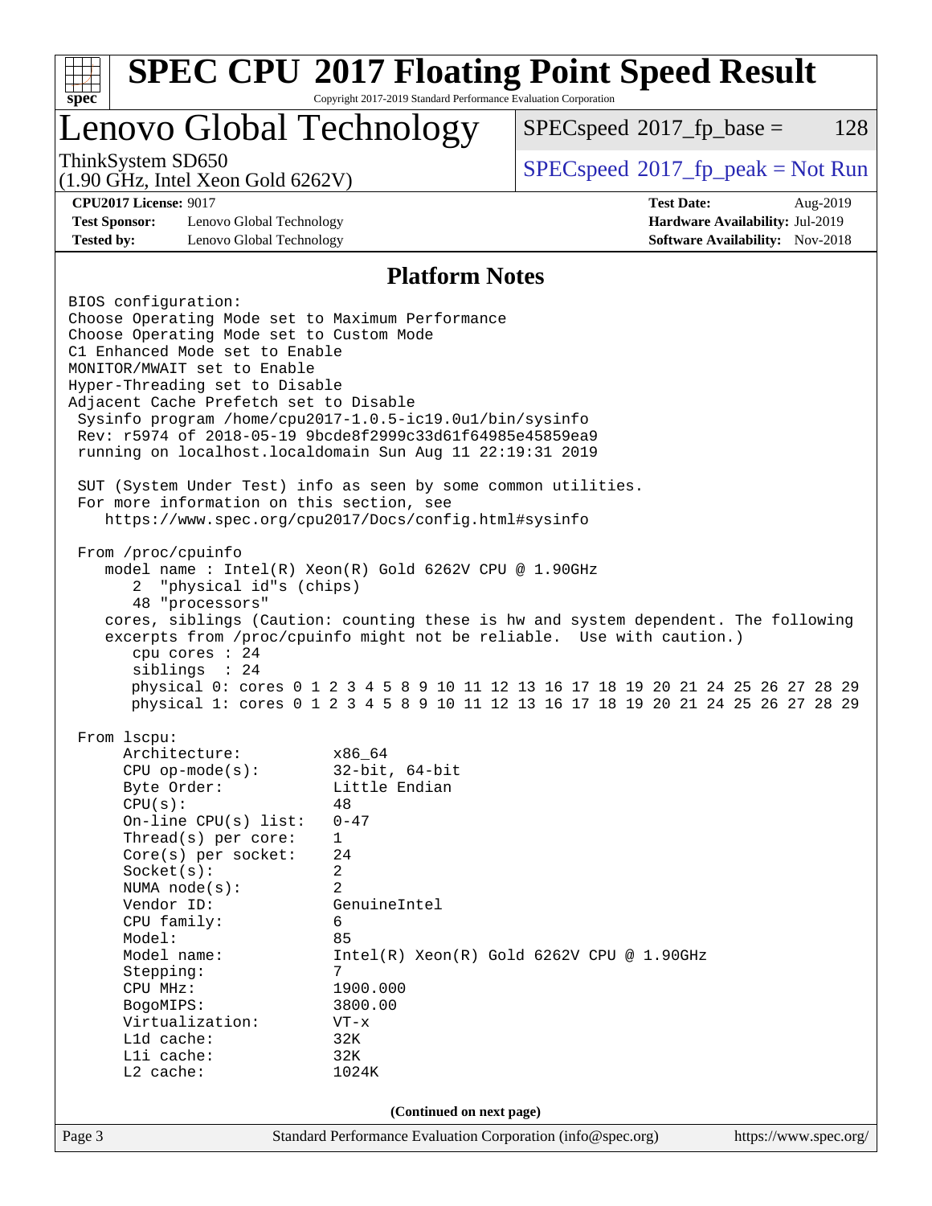# SPEC CPU 2017 Floating Point Speed Result

Copyright 2017-2019 Standard Performance Evaluation Corporation

## Lenovo Global Technology

ThinkSystem SD650
(1.90 GHz, Intel Xeon Gold 6262V)

SPECspeed 2017_fp_base = 128

SPECspeed 2017_fp_peak = Not Run

**CPU2017 License:** 9017
**Test Sponsor:** Lenovo Global Technology
**Tested by:** Lenovo Global Technology

**Test Date:** Aug-2019
**Hardware Availability:** Jul-2019
**Software Availability:** Nov-2018

## Platform Notes

```
BIOS configuration:
Choose Operating Mode set to Maximum Performance
Choose Operating Mode set to Custom Mode
C1 Enhanced Mode set to Enable
MONITOR/MWAIT set to Enable
Hyper-Threading set to Disable
Adjacent Cache Prefetch set to Disable
 Sysinfo program /home/cpu2017-1.0.5-ic19.0u1/bin/sysinfo
 Rev: r5974 of 2018-05-19 9bcde8f2999c33d61f64985e45859ea9
 running on localhost.localdomain Sun Aug 11 22:19:31 2019

 SUT (System Under Test) info as seen by some common utilities.
 For more information on this section, see
    https://www.spec.org/cpu2017/Docs/config.html#sysinfo

 From /proc/cpuinfo
    model name : Intel(R) Xeon(R) Gold 6262V CPU @ 1.90GHz
       2  "physical id"s (chips)
       48 "processors"
    cores, siblings (Caution: counting these is hw and system dependent. The following
    excerpts from /proc/cpuinfo might not be reliable.  Use with caution.)
       cpu cores : 24
       siblings  : 24
       physical 0: cores 0 1 2 3 4 5 8 9 10 11 12 13 16 17 18 19 20 21 24 25 26 27 28 29
       physical 1: cores 0 1 2 3 4 5 8 9 10 11 12 13 16 17 18 19 20 21 24 25 26 27 28 29

 From lscpu:
      Architecture:          x86_64
      CPU op-mode(s):        32-bit, 64-bit
      Byte Order:            Little Endian
      CPU(s):                48
      On-line CPU(s) list:   0-47
      Thread(s) per core:    1
      Core(s) per socket:    24
      Socket(s):             2
      NUMA node(s):          2
      Vendor ID:             GenuineIntel
      CPU family:            6
      Model:                 85
      Model name:            Intel(R) Xeon(R) Gold 6262V CPU @ 1.90GHz
      Stepping:              7
      CPU MHz:               1900.000
      BogoMIPS:              3800.00
      Virtualization:        VT-x
      L1d cache:             32K
      L1i cache:             32K
      L2 cache:              1024K
```

**(Continued on next page)**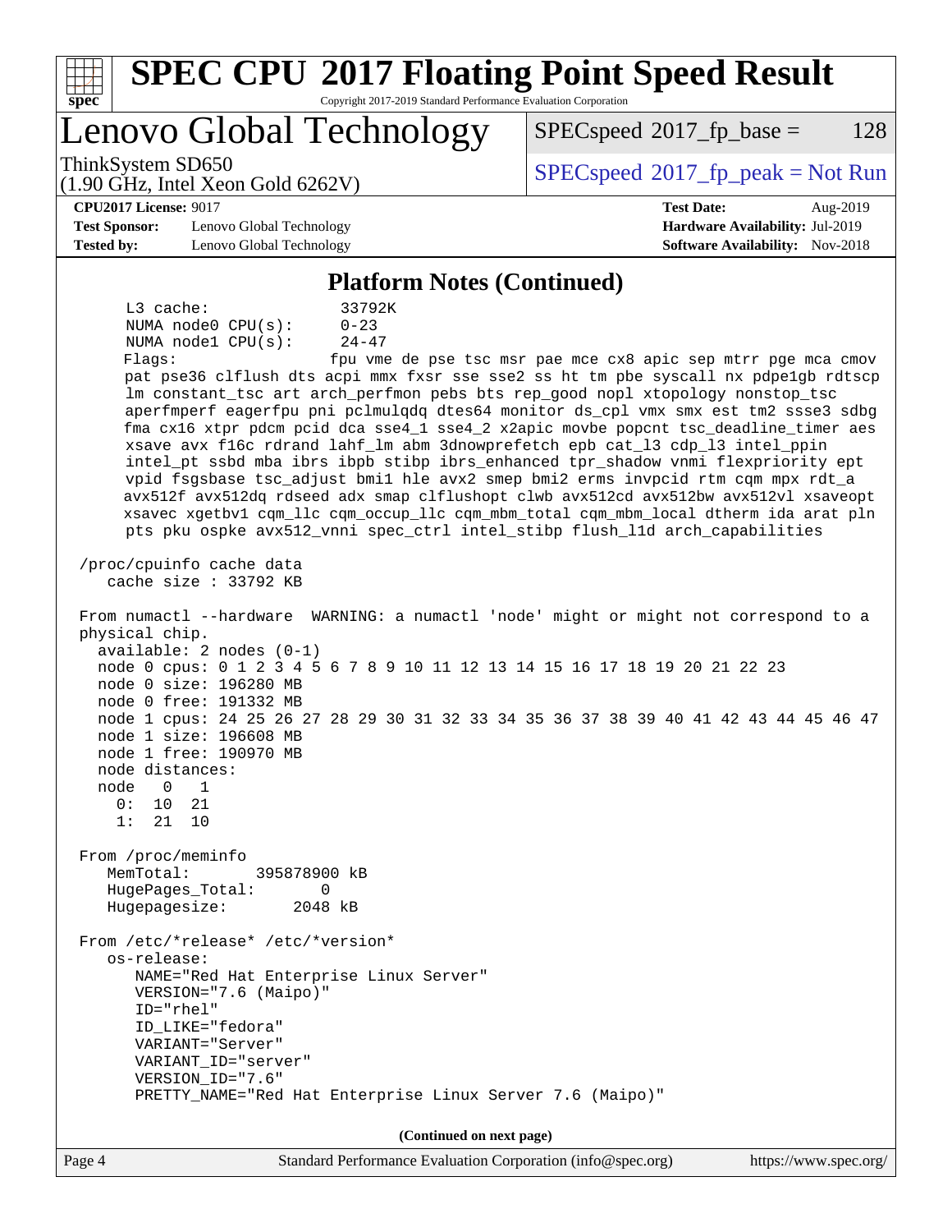## Platform Notes (Continued)

```
     L3 cache:              33792K
     NUMA node0 CPU(s):     0-23
     NUMA node1 CPU(s):     24-47
     Flags:                 fpu vme de pse tsc msr pae mce cx8 apic sep mtrr pge mca cmov
     pat pse36 clflush dts acpi mmx fxsr sse sse2 ss ht tm pbe syscall nx pdpe1gb rdtscp
     lm constant_tsc art arch_perfmon pebs bts rep_good nopl xtopology nonstop_tsc
     aperfmperf eagerfpu pni pclmulqdq dtes64 monitor ds_cpl vmx smx est tm2 ssse3 sdbg
     fma cx16 xtpr pdcm pcid dca sse4_1 sse4_2 x2apic movbe popcnt tsc_deadline_timer aes
     xsave avx f16c rdrand lahf_lm abm 3dnowprefetch epb cat_l3 cdp_l3 intel_ppin
     intel_pt ssbd mba ibrs ibpb stibp ibrs_enhanced tpr_shadow vnmi flexpriority ept
     vpid fsgsbase tsc_adjust bmi1 hle avx2 smep bmi2 erms invpcid rtm cqm mpx rdt_a
     avx512f avx512dq rdseed adx smap clflushopt clwb avx512cd avx512bw avx512vl xsaveopt
     xsavec xgetbv1 cqm_llc cqm_occup_llc cqm_mbm_total cqm_mbm_local dtherm ida arat pln
     pts pku ospke avx512_vnni spec_ctrl intel_stibp flush_l1d arch_capabilities

 /proc/cpuinfo cache data
    cache size : 33792 KB

 From numactl --hardware  WARNING: a numactl 'node' might or might not correspond to a
 physical chip.
   available: 2 nodes (0-1)
   node 0 cpus: 0 1 2 3 4 5 6 7 8 9 10 11 12 13 14 15 16 17 18 19 20 21 22 23
   node 0 size: 196280 MB
   node 0 free: 191332 MB
   node 1 cpus: 24 25 26 27 28 29 30 31 32 33 34 35 36 37 38 39 40 41 42 43 44 45 46 47
   node 1 size: 196608 MB
   node 1 free: 190970 MB
   node distances:
   node   0   1
     0:  10  21
     1:  21  10

 From /proc/meminfo
    MemTotal:       395878900 kB
    HugePages_Total:       0
    Hugepagesize:       2048 kB

 From /etc/*release* /etc/*version*
    os-release:
       NAME="Red Hat Enterprise Linux Server"
       VERSION="7.6 (Maipo)"
       ID="rhel"
       ID_LIKE="fedora"
       VARIANT="Server"
       VARIANT_ID="server"
       VERSION_ID="7.6"
       PRETTY_NAME="Red Hat Enterprise Linux Server 7.6 (Maipo)"
```

**(Continued on next page)**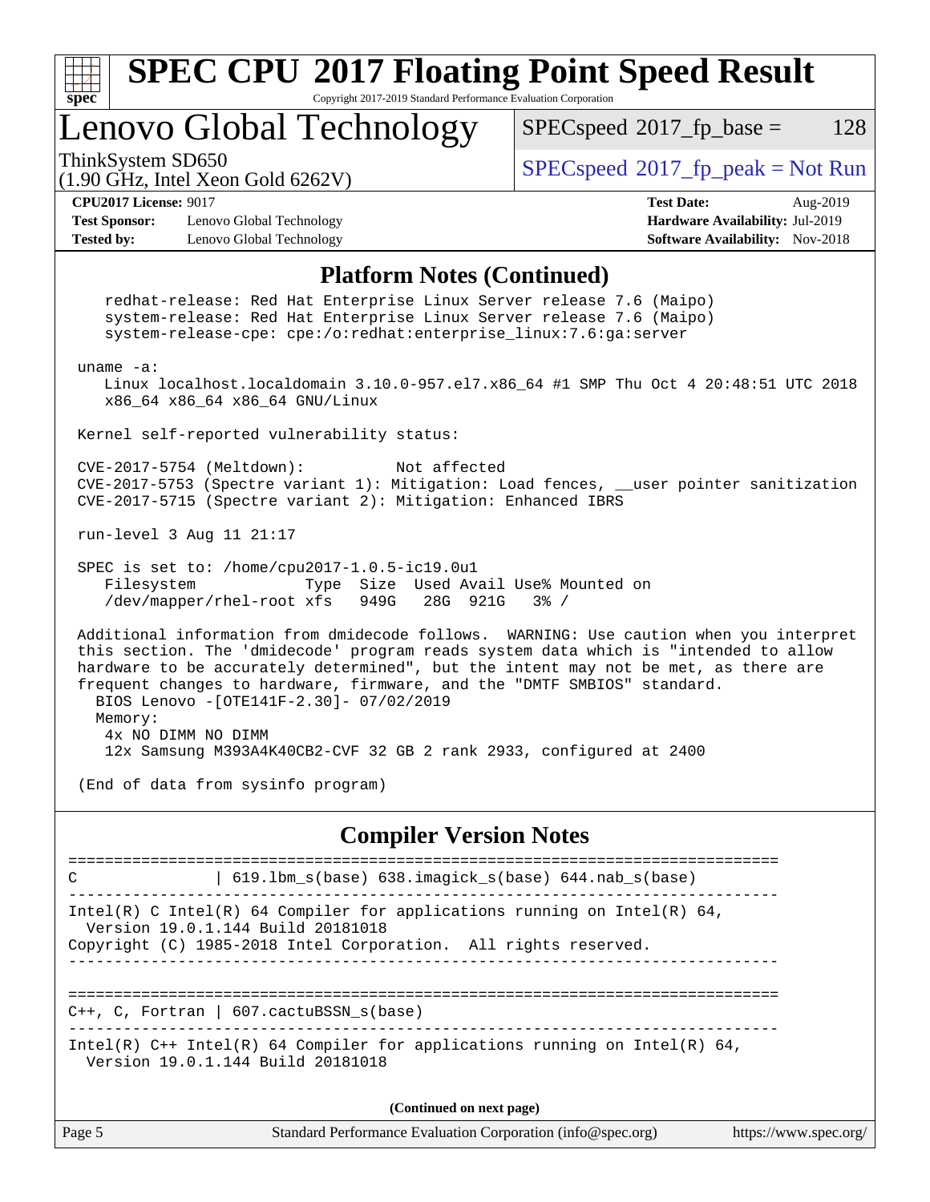# SPEC CPU 2017 Floating Point Speed Result

Copyright 2017-2019 Standard Performance Evaluation Corporation

## Lenovo Global Technology

ThinkSystem SD650
(1.90 GHz, Intel Xeon Gold 6262V)

SPECspeed 2017_fp_base = 128

SPECspeed 2017_fp_peak = Not Run

**CPU2017 License:** 9017
**Test Sponsor:** Lenovo Global Technology
**Tested by:** Lenovo Global Technology

**Test Date:** Aug-2019
**Hardware Availability:** Jul-2019
**Software Availability:** Nov-2018

### Platform Notes (Continued)

```
    redhat-release: Red Hat Enterprise Linux Server release 7.6 (Maipo)
    system-release: Red Hat Enterprise Linux Server release 7.6 (Maipo)
    system-release-cpe: cpe:/o:redhat:enterprise_linux:7.6:ga:server

 uname -a:
    Linux localhost.localdomain 3.10.0-957.el7.x86_64 #1 SMP Thu Oct 4 20:48:51 UTC 2018
    x86_64 x86_64 x86_64 GNU/Linux

 Kernel self-reported vulnerability status:

 CVE-2017-5754 (Meltdown):          Not affected
 CVE-2017-5753 (Spectre variant 1): Mitigation: Load fences, __user pointer sanitization
 CVE-2017-5715 (Spectre variant 2): Mitigation: Enhanced IBRS

 run-level 3 Aug 11 21:17

 SPEC is set to: /home/cpu2017-1.0.5-ic19.0u1
    Filesystem            Type  Size  Used Avail Use% Mounted on
    /dev/mapper/rhel-root xfs   949G   28G  921G   3% /

 Additional information from dmidecode follows.  WARNING: Use caution when you interpret
 this section. The 'dmidecode' program reads system data which is "intended to allow
 hardware to be accurately determined", but the intent may not be met, as there are
 frequent changes to hardware, firmware, and the "DMTF SMBIOS" standard.
   BIOS Lenovo -[OTE141F-2.30]- 07/02/2019
   Memory:
    4x NO DIMM NO DIMM
    12x Samsung M393A4K40CB2-CVF 32 GB 2 rank 2933, configured at 2400

 (End of data from sysinfo program)
```

### Compiler Version Notes

```
==============================================================================
C              | 619.lbm_s(base) 638.imagick_s(base) 644.nab_s(base)
------------------------------------------------------------------------------
Intel(R) C Intel(R) 64 Compiler for applications running on Intel(R) 64,
  Version 19.0.1.144 Build 20181018
Copyright (C) 1985-2018 Intel Corporation.  All rights reserved.
------------------------------------------------------------------------------

==============================================================================
C++, C, Fortran | 607.cactuBSSN_s(base)
------------------------------------------------------------------------------
Intel(R) C++ Intel(R) 64 Compiler for applications running on Intel(R) 64,
  Version 19.0.1.144 Build 20181018
```

(Continued on next page)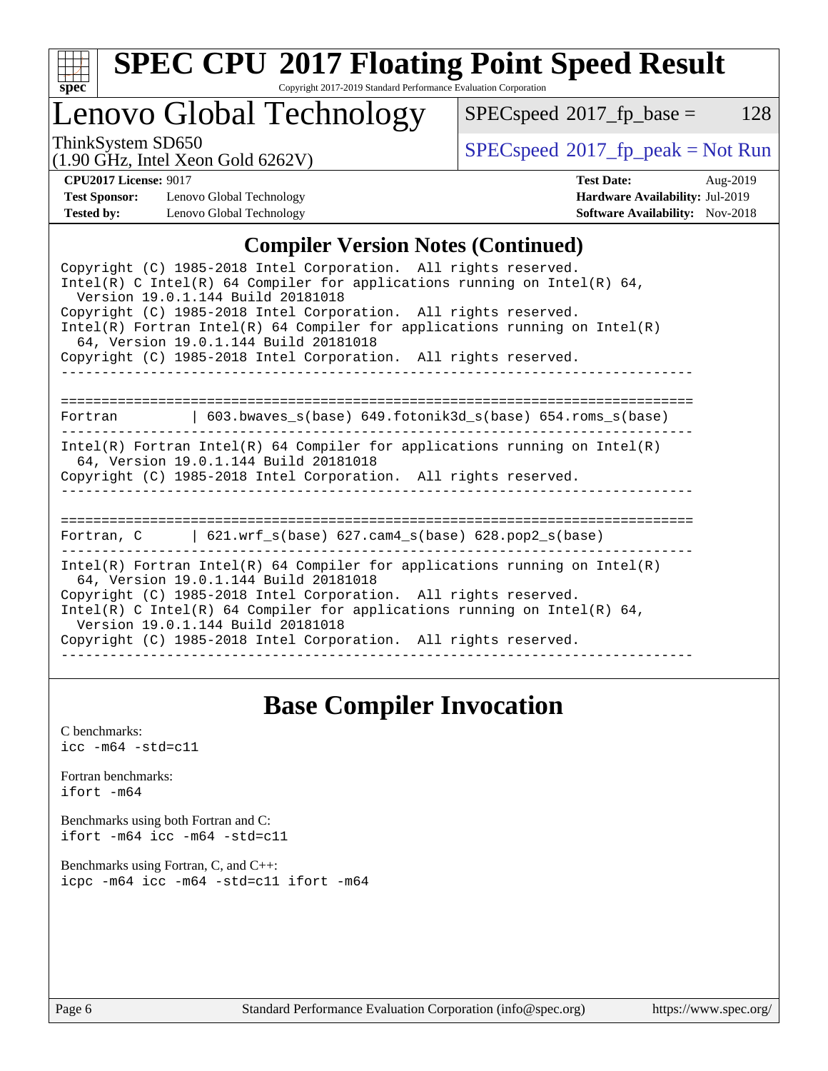# SPEC CPU 2017 Floating Point Speed Result

Copyright 2017-2019 Standard Performance Evaluation Corporation

## Lenovo Global Technology

ThinkSystem SD650
(1.90 GHz, Intel Xeon Gold 6262V)

SPECspeed 2017_fp_base = 128

SPECspeed 2017_fp_peak = Not Run

**CPU2017 License:** 9017
**Test Sponsor:** Lenovo Global Technology
**Tested by:** Lenovo Global Technology

**Test Date:** Aug-2019
**Hardware Availability:** Jul-2019
**Software Availability:** Nov-2018

## Compiler Version Notes (Continued)

```
Copyright (C) 1985-2018 Intel Corporation.  All rights reserved.
Intel(R) C Intel(R) 64 Compiler for applications running on Intel(R) 64,
  Version 19.0.1.144 Build 20181018
Copyright (C) 1985-2018 Intel Corporation.  All rights reserved.
Intel(R) Fortran Intel(R) 64 Compiler for applications running on Intel(R)
  64, Version 19.0.1.144 Build 20181018
Copyright (C) 1985-2018 Intel Corporation.  All rights reserved.
------------------------------------------------------------------------------

==============================================================================
Fortran         | 603.bwaves_s(base) 649.fotonik3d_s(base) 654.roms_s(base)
------------------------------------------------------------------------------
Intel(R) Fortran Intel(R) 64 Compiler for applications running on Intel(R)
  64, Version 19.0.1.144 Build 20181018
Copyright (C) 1985-2018 Intel Corporation.  All rights reserved.
------------------------------------------------------------------------------

==============================================================================
Fortran, C      | 621.wrf_s(base) 627.cam4_s(base) 628.pop2_s(base)
------------------------------------------------------------------------------
Intel(R) Fortran Intel(R) 64 Compiler for applications running on Intel(R)
  64, Version 19.0.1.144 Build 20181018
Copyright (C) 1985-2018 Intel Corporation.  All rights reserved.
Intel(R) C Intel(R) 64 Compiler for applications running on Intel(R) 64,
  Version 19.0.1.144 Build 20181018
Copyright (C) 1985-2018 Intel Corporation.  All rights reserved.
------------------------------------------------------------------------------
```

## Base Compiler Invocation

C benchmarks:
`icc -m64 -std=c11`

Fortran benchmarks:
`ifort -m64`

Benchmarks using both Fortran and C:
`ifort -m64 icc -m64 -std=c11`

Benchmarks using Fortran, C, and C++:
`icpc -m64 icc -m64 -std=c11 ifort -m64`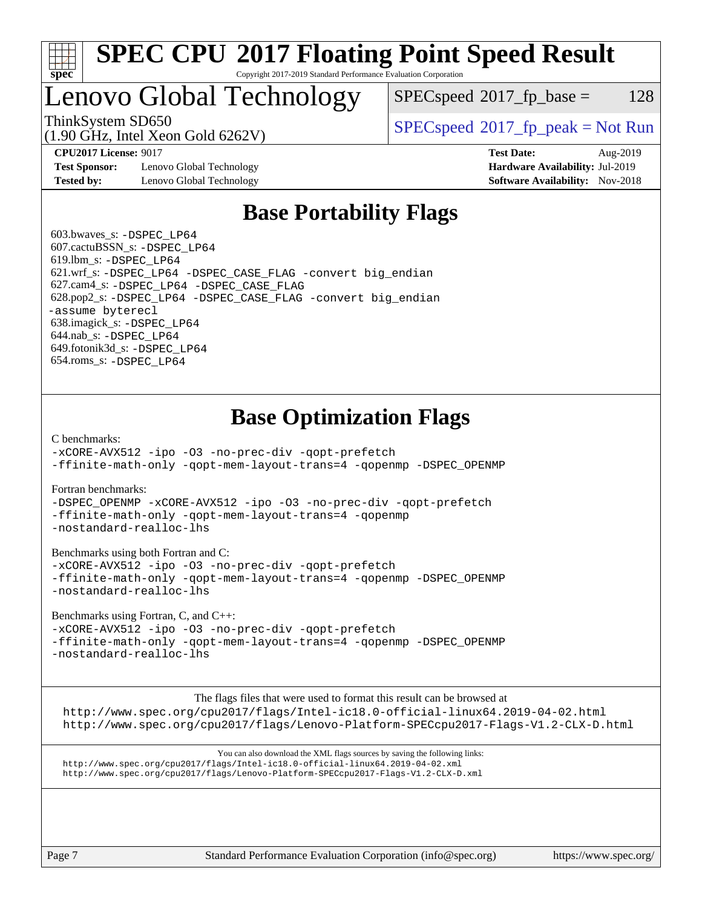# SPEC CPU 2017 Floating Point Speed Result

Copyright 2017-2019 Standard Performance Evaluation Corporation

## Lenovo Global Technology

ThinkSystem SD650
(1.90 GHz, Intel Xeon Gold 6262V)

SPECspeed 2017_fp_base = 128

SPECspeed 2017_fp_peak = Not Run

**CPU2017 License:** 9017
**Test Sponsor:** Lenovo Global Technology
**Tested by:** Lenovo Global Technology

**Test Date:** Aug-2019
**Hardware Availability:** Jul-2019
**Software Availability:** Nov-2018

## Base Portability Flags

603.bwaves_s: -DSPEC_LP64
607.cactuBSSN_s: -DSPEC_LP64
619.lbm_s: -DSPEC_LP64
621.wrf_s: -DSPEC_LP64 -DSPEC_CASE_FLAG -convert big_endian
627.cam4_s: -DSPEC_LP64 -DSPEC_CASE_FLAG
628.pop2_s: -DSPEC_LP64 -DSPEC_CASE_FLAG -convert big_endian -assume byterecl
638.imagick_s: -DSPEC_LP64
644.nab_s: -DSPEC_LP64
649.fotonik3d_s: -DSPEC_LP64
654.roms_s: -DSPEC_LP64

## Base Optimization Flags

C benchmarks:
-xCORE-AVX512 -ipo -O3 -no-prec-div -qopt-prefetch
-ffinite-math-only -qopt-mem-layout-trans=4 -qopenmp -DSPEC_OPENMP

Fortran benchmarks:
-DSPEC_OPENMP -xCORE-AVX512 -ipo -O3 -no-prec-div -qopt-prefetch
-ffinite-math-only -qopt-mem-layout-trans=4 -qopenmp
-nostandard-realloc-lhs

Benchmarks using both Fortran and C:
-xCORE-AVX512 -ipo -O3 -no-prec-div -qopt-prefetch
-ffinite-math-only -qopt-mem-layout-trans=4 -qopenmp -DSPEC_OPENMP
-nostandard-realloc-lhs

Benchmarks using Fortran, C, and C++:
-xCORE-AVX512 -ipo -O3 -no-prec-div -qopt-prefetch
-ffinite-math-only -qopt-mem-layout-trans=4 -qopenmp -DSPEC_OPENMP
-nostandard-realloc-lhs

The flags files that were used to format this result can be browsed at
http://www.spec.org/cpu2017/flags/Intel-ic18.0-official-linux64.2019-04-02.html
http://www.spec.org/cpu2017/flags/Lenovo-Platform-SPECcpu2017-Flags-V1.2-CLX-D.html

You can also download the XML flags sources by saving the following links:
http://www.spec.org/cpu2017/flags/Intel-ic18.0-official-linux64.2019-04-02.xml
http://www.spec.org/cpu2017/flags/Lenovo-Platform-SPECcpu2017-Flags-V1.2-CLX-D.xml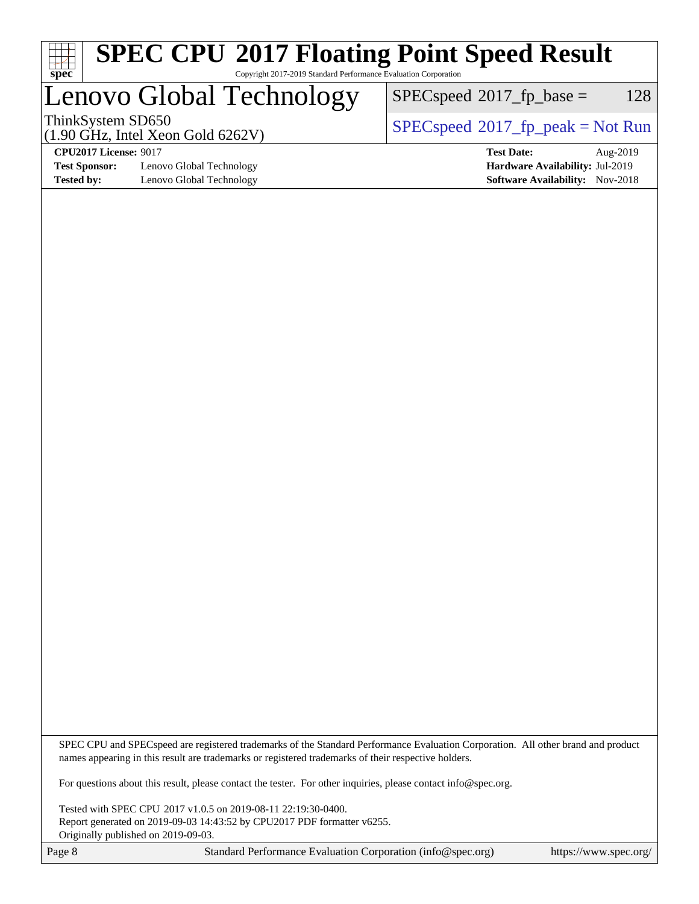SPEC CPU and SPECspeed are registered trademarks of the Standard Performance Evaluation Corporation. All other brand and product names appearing in this result are trademarks or registered trademarks of their respective holders.

For questions about this result, please contact the tester. For other inquiries, please contact info@spec.org.

Tested with SPEC CPU 2017 v1.0.5 on 2019-08-11 22:19:30-0400.
Report generated on 2019-09-03 14:43:52 by CPU2017 PDF formatter v6255.
Originally published on 2019-09-03.